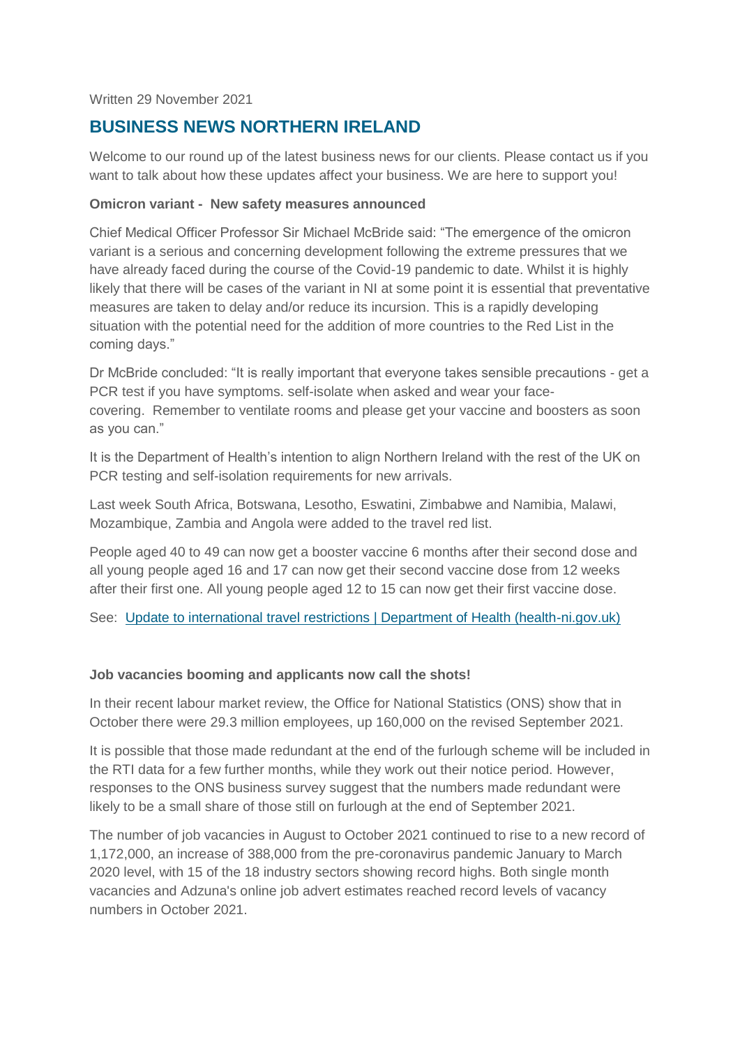Written 29 November 2021

## BUSINESS NEWS NORTHERN IRELAND

Welcome to our round up of the latest business news for our clients. Please contact us if you want to talk about how these updates affect your business. We are here to support you!

**Omicron variant - New safety measures announced**

Chief Medical Officer Professor Sir Michael McBride said: "The emergence of the omicron variant is a serious and concerning development following the extreme pressures that we have already faced during the course of the Covid-19 pandemic to date. Whilst it is highly likely that there will be cases of the variant in NI at some point it is essential that preventative measures are taken to delay and/or reduce its incursion. This is a rapidly developing situation with the potential need for the addition of more countries to the Red List in the coming days."

Dr McBride concluded: "It is really important that everyone takes sensible precautions - get a PCR test if you have symptoms. self-isolate when asked and wear your face-covering. Remember to ventilate rooms and please get your vaccine and boosters as soon as you can."

It is the Department of Health's intention to align Northern Ireland with the rest of the UK on PCR testing and self-isolation requirements for new arrivals.

Last week South Africa, Botswana, Lesotho, Eswatini, Zimbabwe and Namibia, Malawi, Mozambique, Zambia and Angola were added to the travel red list.

People aged 40 to 49 can now get a booster vaccine 6 months after their second dose and all young people aged 16 and 17 can now get their second vaccine dose from 12 weeks after their first one. All young people aged 12 to 15 can now get their first vaccine dose.

See: Update to international travel restrictions | Department of Health (health-ni.gov.uk)

**Job vacancies booming and applicants now call the shots!**

In their recent labour market review, the Office for National Statistics (ONS) show that in October there were 29.3 million employees, up 160,000 on the revised September 2021.

It is possible that those made redundant at the end of the furlough scheme will be included in the RTI data for a few further months, while they work out their notice period. However, responses to the ONS business survey suggest that the numbers made redundant were likely to be a small share of those still on furlough at the end of September 2021.

The number of job vacancies in August to October 2021 continued to rise to a new record of 1,172,000, an increase of 388,000 from the pre-coronavirus pandemic January to March 2020 level, with 15 of the 18 industry sectors showing record highs. Both single month vacancies and Adzuna's online job advert estimates reached record levels of vacancy numbers in October 2021.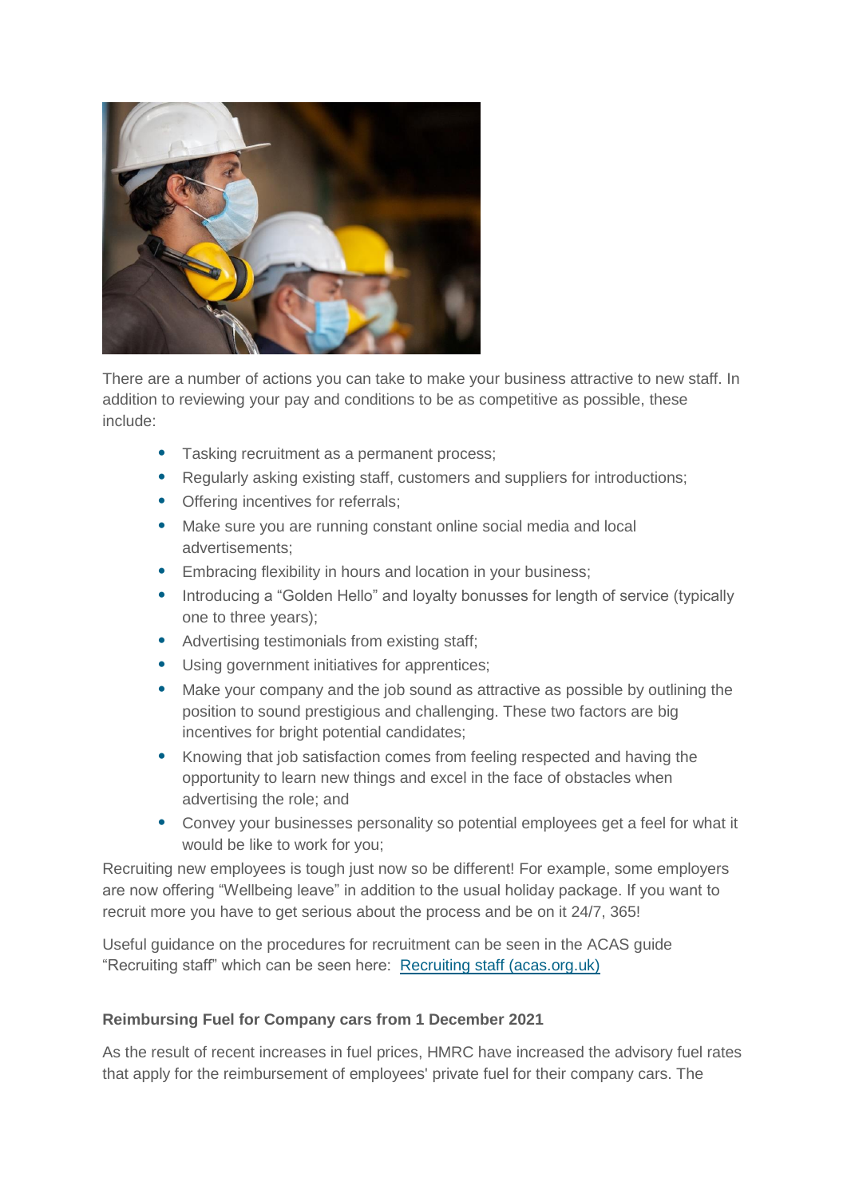There are a number of actions you can take to make your business attractive to new staff. In addition to reviewing your pay and conditions to be as competitive as possible, these include:

- Tasking recruitment as a permanent process;
- Regularly asking existing staff, customers and suppliers for introductions;
- Offering incentives for referrals;
- Make sure you are running constant online social media and local advertisements;
- Embracing flexibility in hours and location in your business;
- Introducing a "Golden Hello" and loyalty bonusses for length of service (typically one to three years);
- Advertising testimonials from existing staff;
- Using government initiatives for apprentices;
- Make your company and the job sound as attractive as possible by outlining the position to sound prestigious and challenging. These two factors are big incentives for bright potential candidates;
- Knowing that job satisfaction comes from feeling respected and having the opportunity to learn new things and excel in the face of obstacles when advertising the role; and
- Convey your businesses personality so potential employees get a feel for what it would be like to work for you;

Recruiting new employees is tough just now so be different! For example, some employers are now offering "Wellbeing leave" in addition to the usual holiday package. If you want to recruit more you have to get serious about the process and be on it 24/7, 365!

Useful guidance on the procedures for recruitment can be seen in the ACAS guide "Recruiting staff" which can be seen here: [Recruiting staff (acas.org.uk)]

**Reimbursing Fuel for Company cars from 1 December 2021**

As the result of recent increases in fuel prices, HMRC have increased the advisory fuel rates that apply for the reimbursement of employees' private fuel for their company cars. The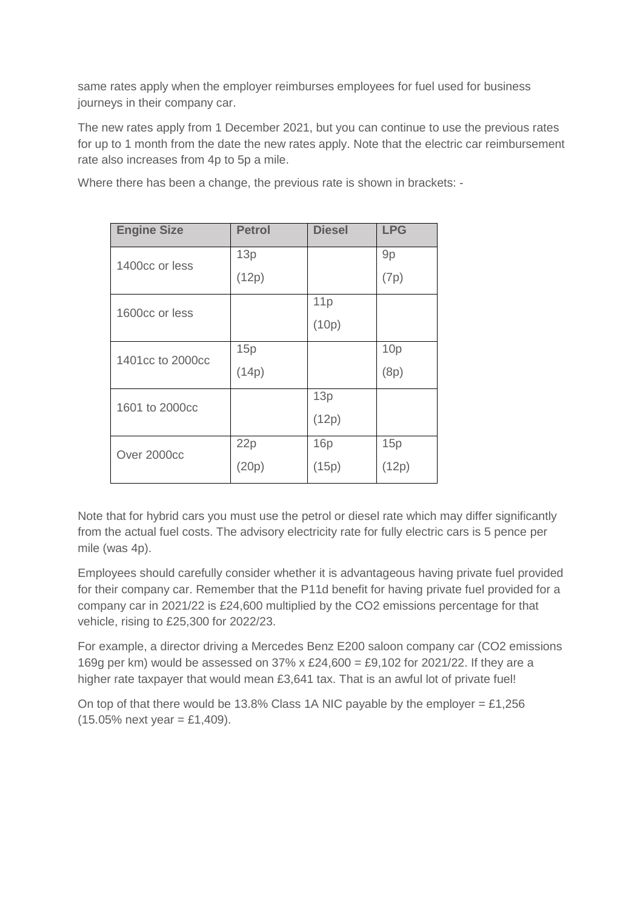same rates apply when the employer reimburses employees for fuel used for business journeys in their company car.

The new rates apply from 1 December 2021, but you can continue to use the previous rates for up to 1 month from the date the new rates apply. Note that the electric car reimbursement rate also increases from 4p to 5p a mile.

Where there has been a change, the previous rate is shown in brackets: -

| Engine Size | Petrol | Diesel | LPG |
|---|---|---|---|
| 1400cc or less | 13p (12p) | | 9p (7p) |
| 1600cc or less | | 11p (10p) | |
| 1401cc to 2000cc | 15p (14p) | | 10p (8p) |
| 1601 to 2000cc | | 13p (12p) | |
| Over 2000cc | 22p (20p) | 16p (15p) | 15p (12p) |

Note that for hybrid cars you must use the petrol or diesel rate which may differ significantly from the actual fuel costs. The advisory electricity rate for fully electric cars is 5 pence per mile (was 4p).

Employees should carefully consider whether it is advantageous having private fuel provided for their company car. Remember that the P11d benefit for having private fuel provided for a company car in 2021/22 is £24,600 multiplied by the CO2 emissions percentage for that vehicle, rising to £25,300 for 2022/23.

For example, a director driving a Mercedes Benz E200 saloon company car (CO2 emissions 169g per km) would be assessed on 37% x £24,600 = £9,102 for 2021/22. If they are a higher rate taxpayer that would mean £3,641 tax. That is an awful lot of private fuel!

On top of that there would be 13.8% Class 1A NIC payable by the employer = £1,256 (15.05% next year = £1,409).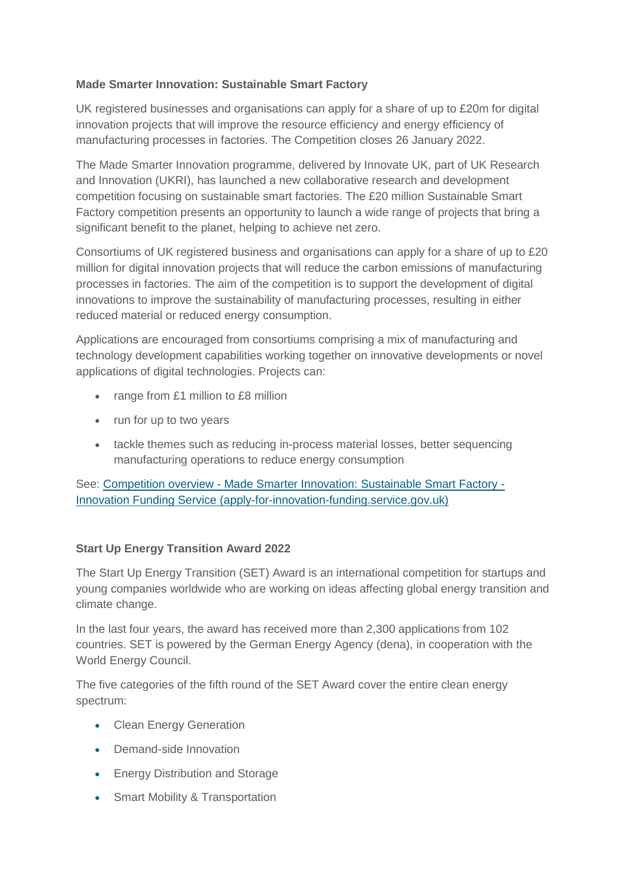**Made Smarter Innovation: Sustainable Smart Factory**

UK registered businesses and organisations can apply for a share of up to £20m for digital innovation projects that will improve the resource efficiency and energy efficiency of manufacturing processes in factories. The Competition closes 26 January 2022.

The Made Smarter Innovation programme, delivered by Innovate UK, part of UK Research and Innovation (UKRI), has launched a new collaborative research and development competition focusing on sustainable smart factories. The £20 million Sustainable Smart Factory competition presents an opportunity to launch a wide range of projects that bring a significant benefit to the planet, helping to achieve net zero.

Consortiums of UK registered business and organisations can apply for a share of up to £20 million for digital innovation projects that will reduce the carbon emissions of manufacturing processes in factories. The aim of the competition is to support the development of digital innovations to improve the sustainability of manufacturing processes, resulting in either reduced material or reduced energy consumption.

Applications are encouraged from consortiums comprising a mix of manufacturing and technology development capabilities working together on innovative developments or novel applications of digital technologies. Projects can:

- range from £1 million to £8 million
- run for up to two years
- tackle themes such as reducing in-process material losses, better sequencing manufacturing operations to reduce energy consumption

See: [Competition overview - Made Smarter Innovation: Sustainable Smart Factory - Innovation Funding Service (apply-for-innovation-funding.service.gov.uk)]()

**Start Up Energy Transition Award 2022**

The Start Up Energy Transition (SET) Award is an international competition for startups and young companies worldwide who are working on ideas affecting global energy transition and climate change.

In the last four years, the award has received more than 2,300 applications from 102 countries. SET is powered by the German Energy Agency (dena), in cooperation with the World Energy Council.

The five categories of the fifth round of the SET Award cover the entire clean energy spectrum:

- Clean Energy Generation
- Demand-side Innovation
- Energy Distribution and Storage
- Smart Mobility & Transportation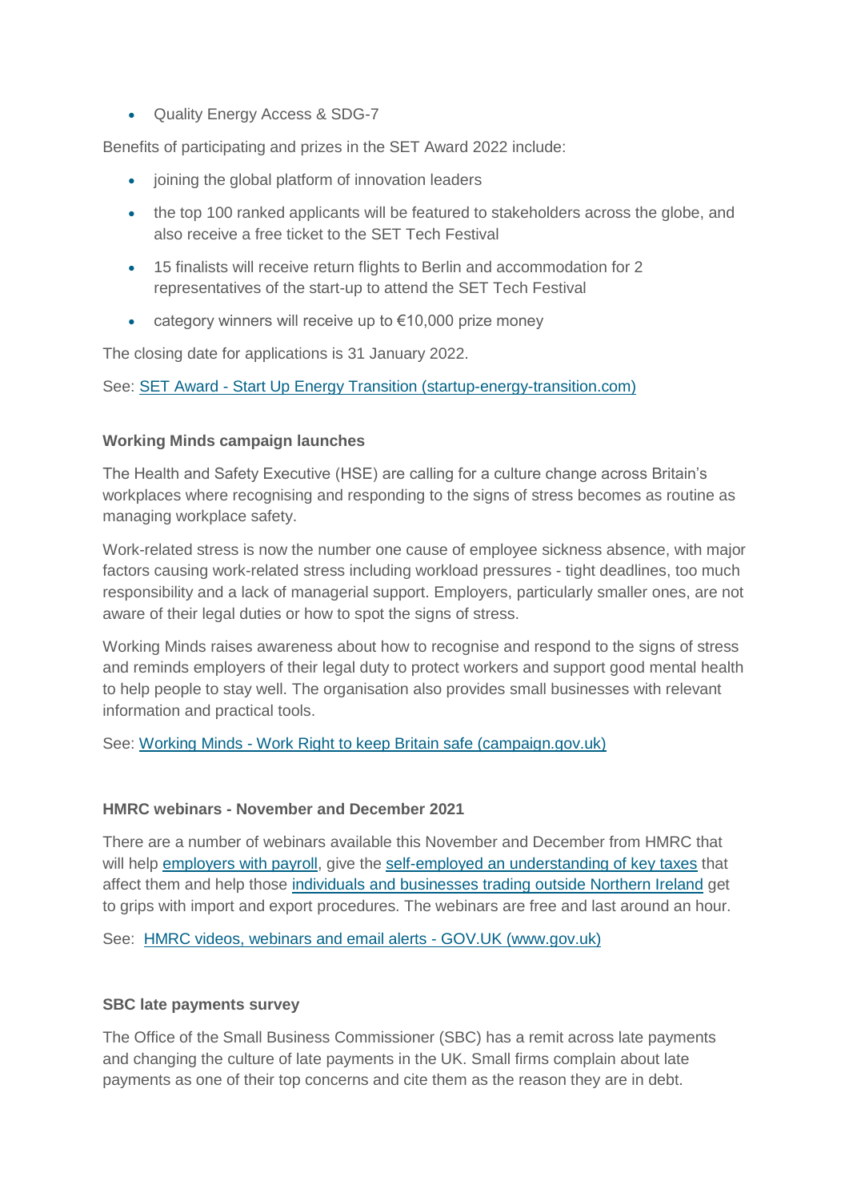- Quality Energy Access & SDG-7

Benefits of participating and prizes in the SET Award 2022 include:

- joining the global platform of innovation leaders
- the top 100 ranked applicants will be featured to stakeholders across the globe, and also receive a free ticket to the SET Tech Festival
- 15 finalists will receive return flights to Berlin and accommodation for 2 representatives of the start-up to attend the SET Tech Festival
- category winners will receive up to €10,000 prize money

The closing date for applications is 31 January 2022.

See: SET Award - Start Up Energy Transition (startup-energy-transition.com)

**Working Minds campaign launches**

The Health and Safety Executive (HSE) are calling for a culture change across Britain's workplaces where recognising and responding to the signs of stress becomes as routine as managing workplace safety.

Work-related stress is now the number one cause of employee sickness absence, with major factors causing work-related stress including workload pressures - tight deadlines, too much responsibility and a lack of managerial support. Employers, particularly smaller ones, are not aware of their legal duties or how to spot the signs of stress.

Working Minds raises awareness about how to recognise and respond to the signs of stress and reminds employers of their legal duty to protect workers and support good mental health to help people to stay well. The organisation also provides small businesses with relevant information and practical tools.

See: Working Minds - Work Right to keep Britain safe (campaign.gov.uk)

**HMRC webinars - November and December 2021**

There are a number of webinars available this November and December from HMRC that will help employers with payroll, give the self-employed an understanding of key taxes that affect them and help those individuals and businesses trading outside Northern Ireland get to grips with import and export procedures. The webinars are free and last around an hour.

See: HMRC videos, webinars and email alerts - GOV.UK (www.gov.uk)

**SBC late payments survey**

The Office of the Small Business Commissioner (SBC) has a remit across late payments and changing the culture of late payments in the UK. Small firms complain about late payments as one of their top concerns and cite them as the reason they are in debt.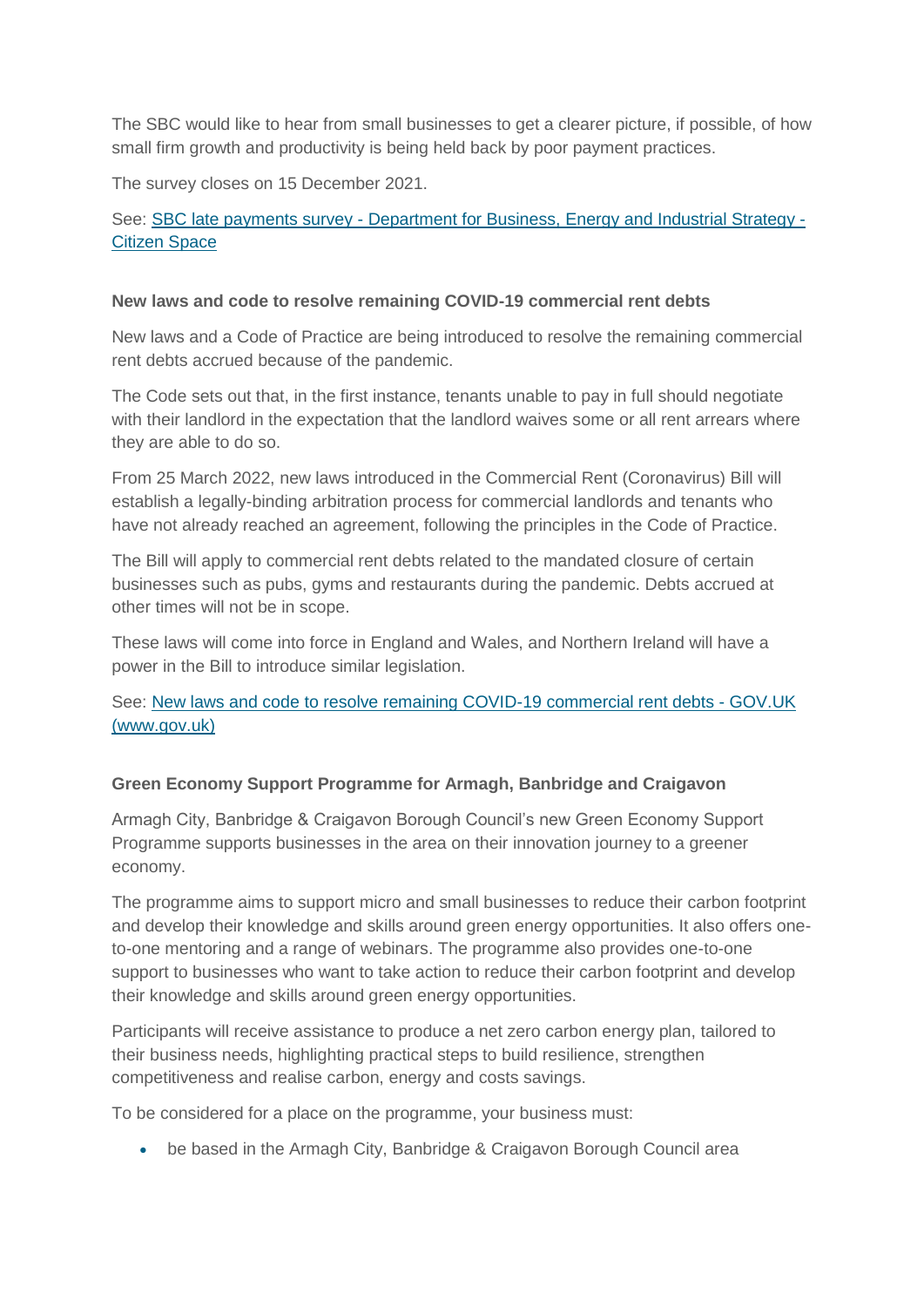The SBC would like to hear from small businesses to get a clearer picture, if possible, of how small firm growth and productivity is being held back by poor payment practices.

The survey closes on 15 December 2021.

See: [SBC late payments survey - Department for Business, Energy and Industrial Strategy - Citizen Space]()

**New laws and code to resolve remaining COVID-19 commercial rent debts**

New laws and a Code of Practice are being introduced to resolve the remaining commercial rent debts accrued because of the pandemic.

The Code sets out that, in the first instance, tenants unable to pay in full should negotiate with their landlord in the expectation that the landlord waives some or all rent arrears where they are able to do so.

From 25 March 2022, new laws introduced in the Commercial Rent (Coronavirus) Bill will establish a legally-binding arbitration process for commercial landlords and tenants who have not already reached an agreement, following the principles in the Code of Practice.

The Bill will apply to commercial rent debts related to the mandated closure of certain businesses such as pubs, gyms and restaurants during the pandemic. Debts accrued at other times will not be in scope.

These laws will come into force in England and Wales, and Northern Ireland will have a power in the Bill to introduce similar legislation.

See: [New laws and code to resolve remaining COVID-19 commercial rent debts - GOV.UK (www.gov.uk)]()

**Green Economy Support Programme for Armagh, Banbridge and Craigavon**

Armagh City, Banbridge & Craigavon Borough Council's new Green Economy Support Programme supports businesses in the area on their innovation journey to a greener economy.

The programme aims to support micro and small businesses to reduce their carbon footprint and develop their knowledge and skills around green energy opportunities. It also offers one-to-one mentoring and a range of webinars. The programme also provides one-to-one support to businesses who want to take action to reduce their carbon footprint and develop their knowledge and skills around green energy opportunities.

Participants will receive assistance to produce a net zero carbon energy plan, tailored to their business needs, highlighting practical steps to build resilience, strengthen competitiveness and realise carbon, energy and costs savings.

To be considered for a place on the programme, your business must:

- be based in the Armagh City, Banbridge & Craigavon Borough Council area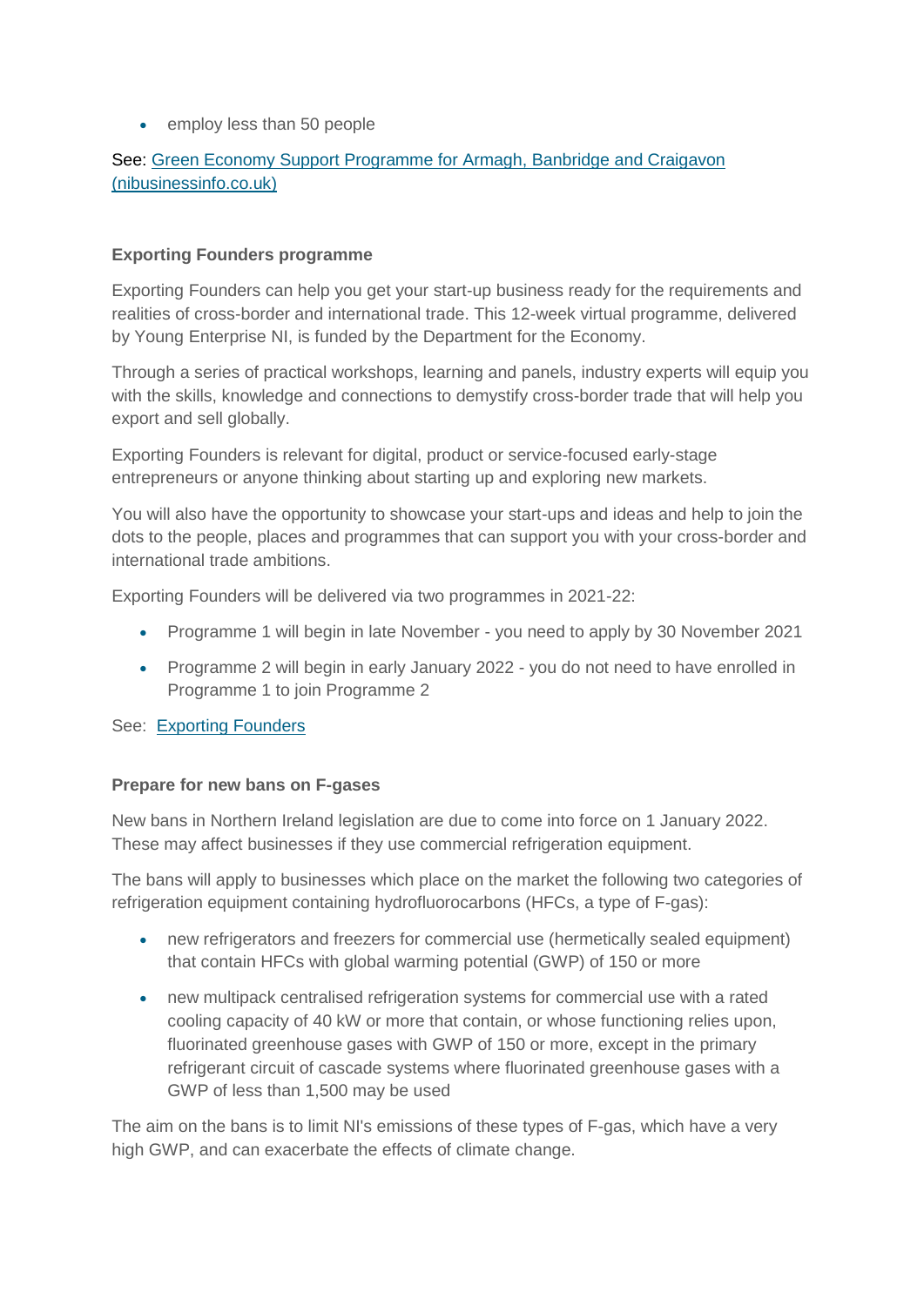- employ less than 50 people

See: [Green Economy Support Programme for Armagh, Banbridge and Craigavon (nibusinessinfo.co.uk)]()

**Exporting Founders programme**

Exporting Founders can help you get your start-up business ready for the requirements and realities of cross-border and international trade. This 12-week virtual programme, delivered by Young Enterprise NI, is funded by the Department for the Economy.

Through a series of practical workshops, learning and panels, industry experts will equip you with the skills, knowledge and connections to demystify cross-border trade that will help you export and sell globally.

Exporting Founders is relevant for digital, product or service-focused early-stage entrepreneurs or anyone thinking about starting up and exploring new markets.

You will also have the opportunity to showcase your start-ups and ideas and help to join the dots to the people, places and programmes that can support you with your cross-border and international trade ambitions.

Exporting Founders will be delivered via two programmes in 2021-22:

- Programme 1 will begin in late November - you need to apply by 30 November 2021
- Programme 2 will begin in early January 2022 - you do not need to have enrolled in Programme 1 to join Programme 2

See: [Exporting Founders]()

**Prepare for new bans on F-gases**

New bans in Northern Ireland legislation are due to come into force on 1 January 2022. These may affect businesses if they use commercial refrigeration equipment.

The bans will apply to businesses which place on the market the following two categories of refrigeration equipment containing hydrofluorocarbons (HFCs, a type of F-gas):

- new refrigerators and freezers for commercial use (hermetically sealed equipment) that contain HFCs with global warming potential (GWP) of 150 or more
- new multipack centralised refrigeration systems for commercial use with a rated cooling capacity of 40 kW or more that contain, or whose functioning relies upon, fluorinated greenhouse gases with GWP of 150 or more, except in the primary refrigerant circuit of cascade systems where fluorinated greenhouse gases with a GWP of less than 1,500 may be used

The aim on the bans is to limit NI's emissions of these types of F-gas, which have a very high GWP, and can exacerbate the effects of climate change.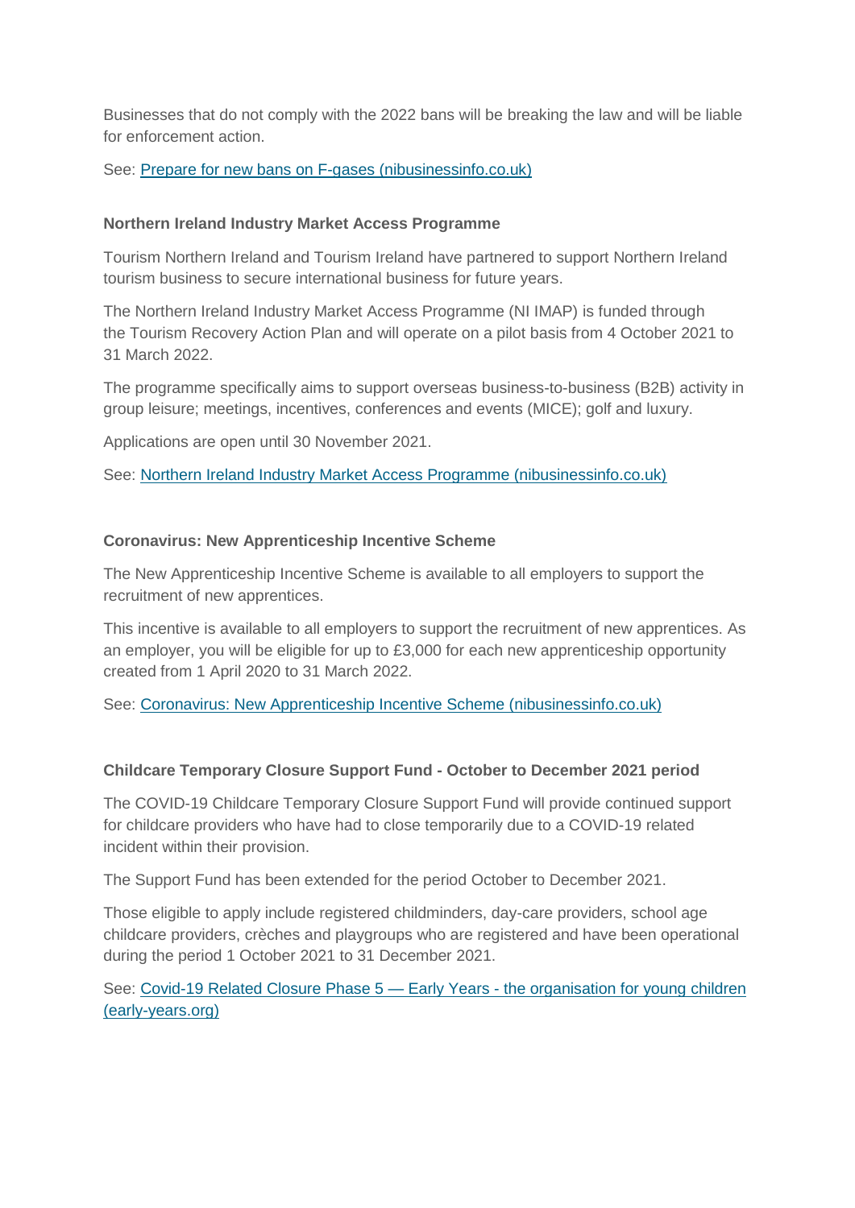Businesses that do not comply with the 2022 bans will be breaking the law and will be liable for enforcement action.

See: [Prepare for new bans on F-gases (nibusinessinfo.co.uk)]()

**Northern Ireland Industry Market Access Programme**

Tourism Northern Ireland and Tourism Ireland have partnered to support Northern Ireland tourism business to secure international business for future years.

The Northern Ireland Industry Market Access Programme (NI IMAP) is funded through the Tourism Recovery Action Plan and will operate on a pilot basis from 4 October 2021 to 31 March 2022.

The programme specifically aims to support overseas business-to-business (B2B) activity in group leisure; meetings, incentives, conferences and events (MICE); golf and luxury.

Applications are open until 30 November 2021.

See: [Northern Ireland Industry Market Access Programme (nibusinessinfo.co.uk)]()

**Coronavirus: New Apprenticeship Incentive Scheme**

The New Apprenticeship Incentive Scheme is available to all employers to support the recruitment of new apprentices.

This incentive is available to all employers to support the recruitment of new apprentices. As an employer, you will be eligible for up to £3,000 for each new apprenticeship opportunity created from 1 April 2020 to 31 March 2022.

See: [Coronavirus: New Apprenticeship Incentive Scheme (nibusinessinfo.co.uk)]()

**Childcare Temporary Closure Support Fund - October to December 2021 period**

The COVID-19 Childcare Temporary Closure Support Fund will provide continued support for childcare providers who have had to close temporarily due to a COVID-19 related incident within their provision.

The Support Fund has been extended for the period October to December 2021.

Those eligible to apply include registered childminders, day-care providers, school age childcare providers, crèches and playgroups who are registered and have been operational during the period 1 October 2021 to 31 December 2021.

See: [Covid-19 Related Closure Phase 5 — Early Years - the organisation for young children (early-years.org)]()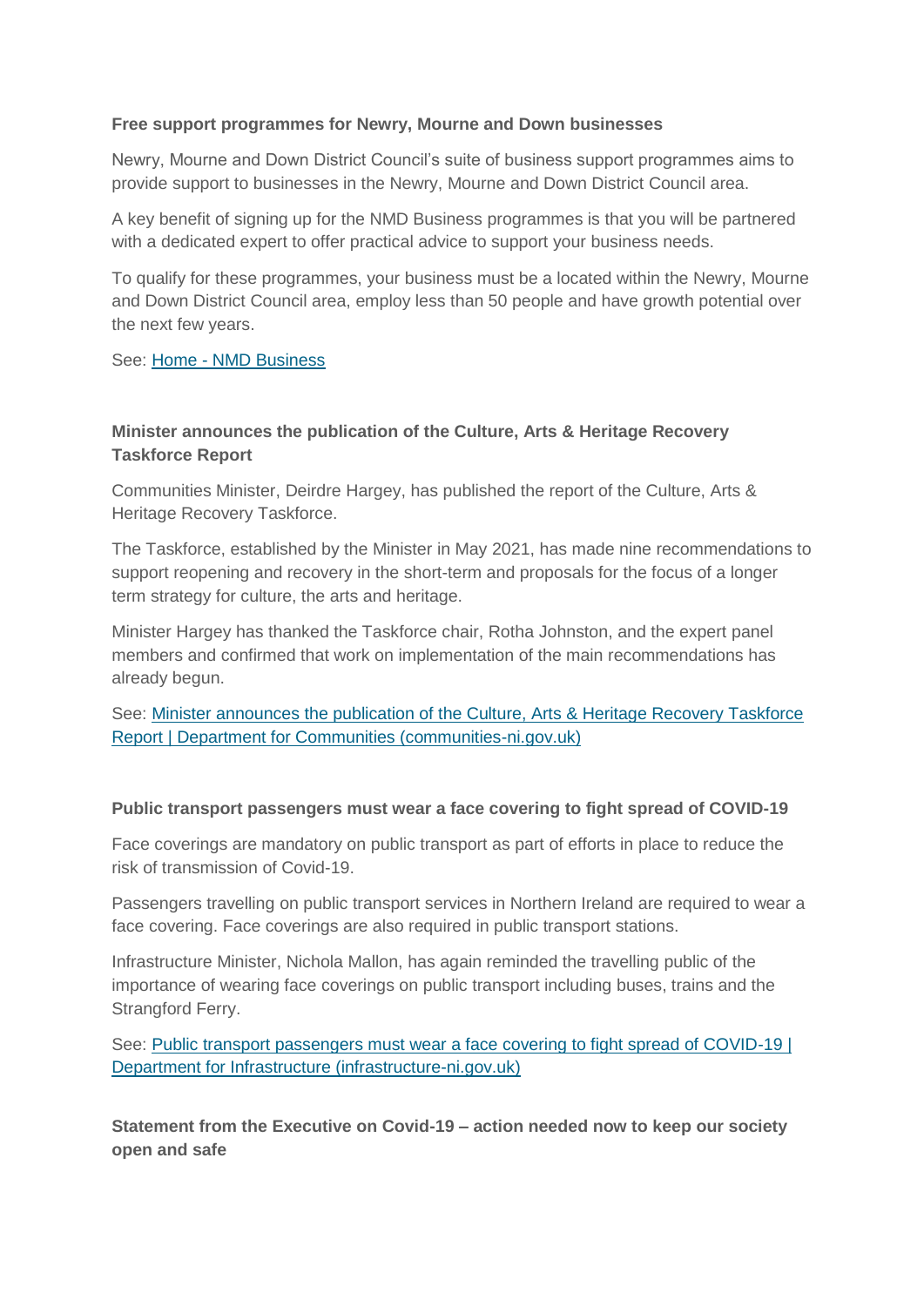**Free support programmes for Newry, Mourne and Down businesses**

Newry, Mourne and Down District Council's suite of business support programmes aims to provide support to businesses in the Newry, Mourne and Down District Council area.

A key benefit of signing up for the NMD Business programmes is that you will be partnered with a dedicated expert to offer practical advice to support your business needs.

To qualify for these programmes, your business must be a located within the Newry, Mourne and Down District Council area, employ less than 50 people and have growth potential over the next few years.

See: Home - NMD Business

**Minister announces the publication of the Culture, Arts & Heritage Recovery Taskforce Report**

Communities Minister, Deirdre Hargey, has published the report of the Culture, Arts & Heritage Recovery Taskforce.

The Taskforce, established by the Minister in May 2021, has made nine recommendations to support reopening and recovery in the short-term and proposals for the focus of a longer term strategy for culture, the arts and heritage.

Minister Hargey has thanked the Taskforce chair, Rotha Johnston, and the expert panel members and confirmed that work on implementation of the main recommendations has already begun.

See: Minister announces the publication of the Culture, Arts & Heritage Recovery Taskforce Report | Department for Communities (communities-ni.gov.uk)

**Public transport passengers must wear a face covering to fight spread of COVID-19**

Face coverings are mandatory on public transport as part of efforts in place to reduce the risk of transmission of Covid-19.

Passengers travelling on public transport services in Northern Ireland are required to wear a face covering. Face coverings are also required in public transport stations.

Infrastructure Minister, Nichola Mallon, has again reminded the travelling public of the importance of wearing face coverings on public transport including buses, trains and the Strangford Ferry.

See: Public transport passengers must wear a face covering to fight spread of COVID-19 | Department for Infrastructure (infrastructure-ni.gov.uk)

**Statement from the Executive on Covid-19 – action needed now to keep our society open and safe**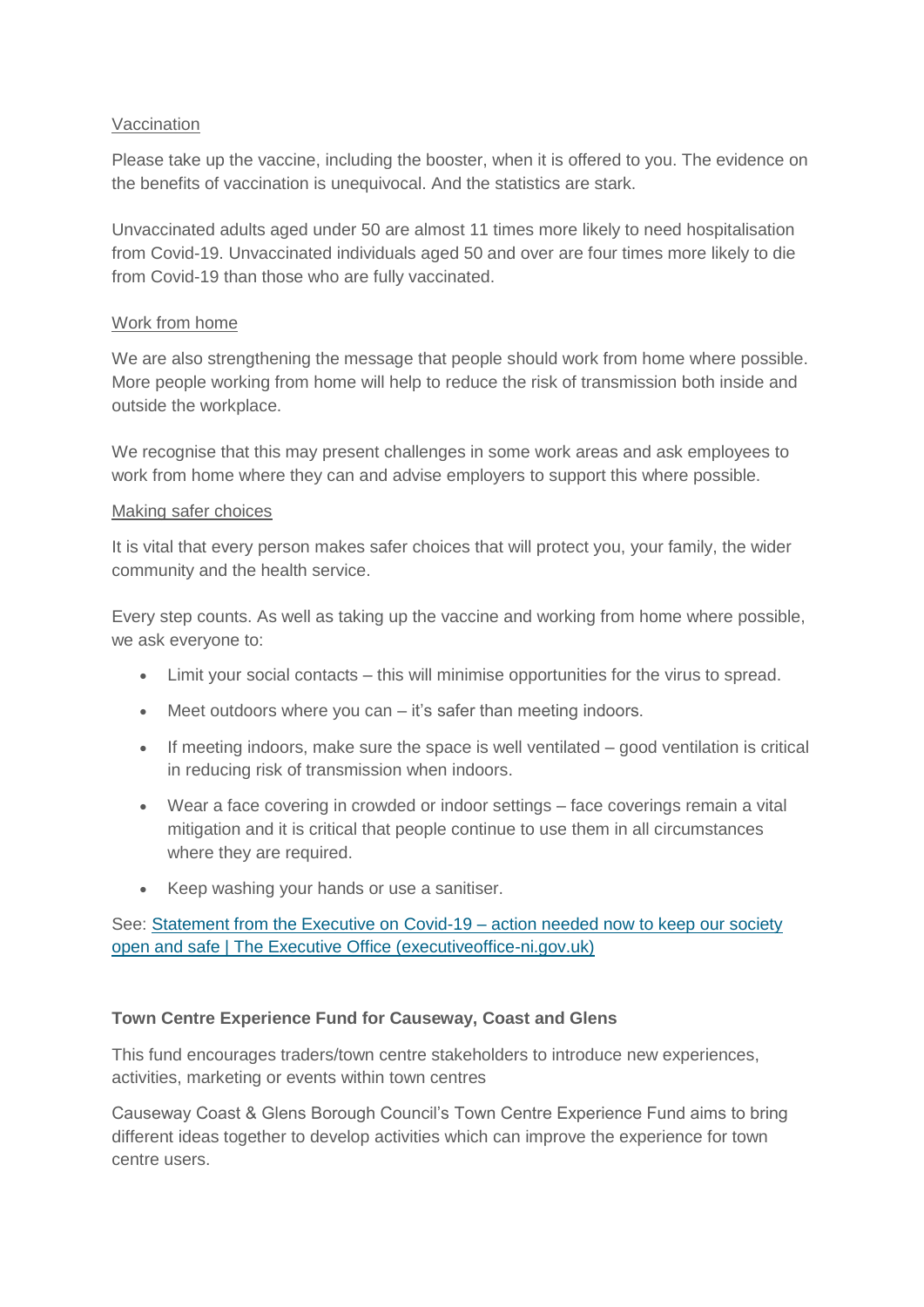Vaccination

Please take up the vaccine, including the booster, when it is offered to you. The evidence on the benefits of vaccination is unequivocal. And the statistics are stark.

Unvaccinated adults aged under 50 are almost 11 times more likely to need hospitalisation from Covid-19. Unvaccinated individuals aged 50 and over are four times more likely to die from Covid-19 than those who are fully vaccinated.

Work from home

We are also strengthening the message that people should work from home where possible. More people working from home will help to reduce the risk of transmission both inside and outside the workplace.

We recognise that this may present challenges in some work areas and ask employees to work from home where they can and advise employers to support this where possible.

Making safer choices

It is vital that every person makes safer choices that will protect you, your family, the wider community and the health service.

Every step counts. As well as taking up the vaccine and working from home where possible, we ask everyone to:

- Limit your social contacts – this will minimise opportunities for the virus to spread.
- Meet outdoors where you can – it's safer than meeting indoors.
- If meeting indoors, make sure the space is well ventilated – good ventilation is critical in reducing risk of transmission when indoors.
- Wear a face covering in crowded or indoor settings – face coverings remain a vital mitigation and it is critical that people continue to use them in all circumstances where they are required.
- Keep washing your hands or use a sanitiser.

See: [Statement from the Executive on Covid-19 – action needed now to keep our society open and safe | The Executive Office (executiveoffice-ni.gov.uk)]

**Town Centre Experience Fund for Causeway, Coast and Glens**

This fund encourages traders/town centre stakeholders to introduce new experiences, activities, marketing or events within town centres

Causeway Coast & Glens Borough Council's Town Centre Experience Fund aims to bring different ideas together to develop activities which can improve the experience for town centre users.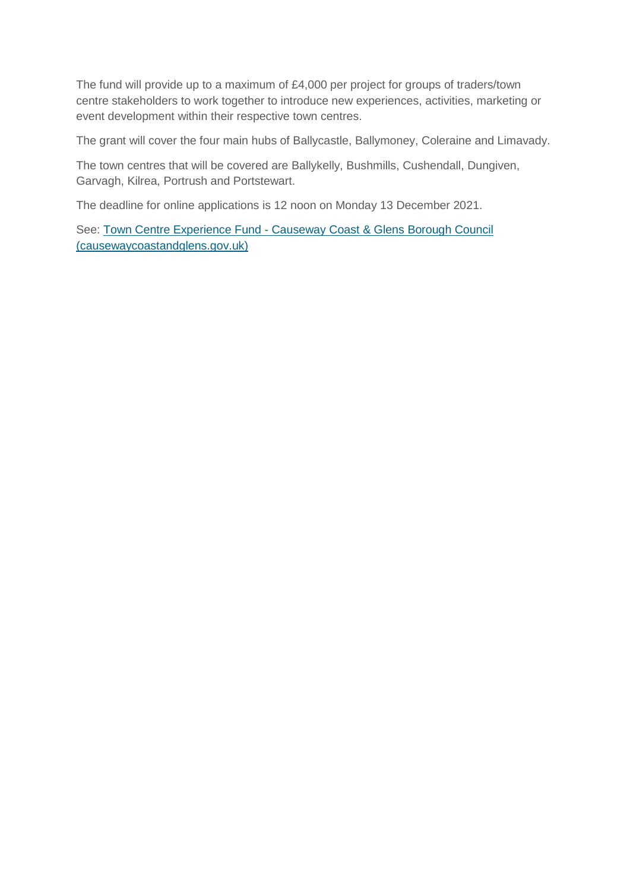The fund will provide up to a maximum of £4,000 per project for groups of traders/town centre stakeholders to work together to introduce new experiences, activities, marketing or event development within their respective town centres.

The grant will cover the four main hubs of Ballycastle, Ballymoney, Coleraine and Limavady.

The town centres that will be covered are Ballykelly, Bushmills, Cushendall, Dungiven, Garvagh, Kilrea, Portrush and Portstewart.

The deadline for online applications is 12 noon on Monday 13 December 2021.

See: [Town Centre Experience Fund - Causeway Coast & Glens Borough Council (causewaycoastandglens.gov.uk)]